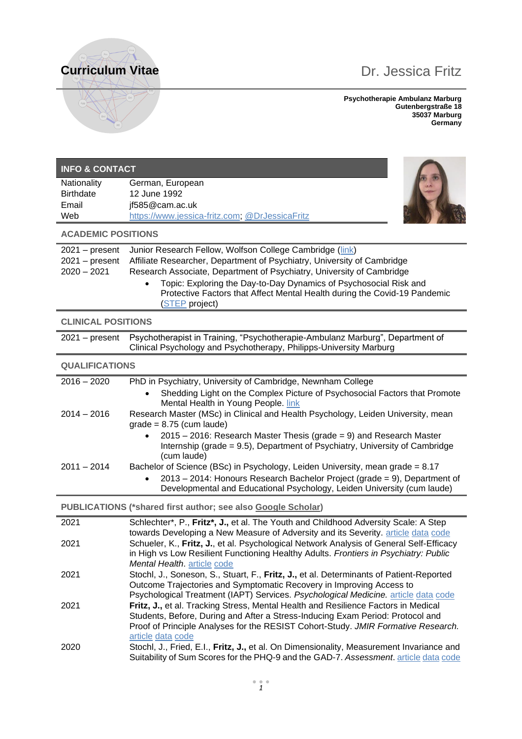# Curriculum Vitae

## Dr. Jessica Fritz

**Psychotherapie Ambulanz Marburg**
**Gutenbergstraße 18**
**35037 Marburg**
**Germany**

## INFO & CONTACT

| | |
|---|---|
| Nationality | German, European |
| Birthdate | 12 June 1992 |
| Email | jf585@cam.ac.uk |
| Web | https://www.jessica-fritz.com; @DrJessicaFritz |

## ACADEMIC POSITIONS

| | |
|---|---|
| 2021 – present | Junior Research Fellow, Wolfson College Cambridge (link) |
| 2021 – present | Affiliate Researcher, Department of Psychiatry, University of Cambridge |
| 2020 – 2021 | Research Associate, Department of Psychiatry, University of Cambridge<br>• Topic: Exploring the Day-to-Day Dynamics of Psychosocial Risk and Protective Factors that Affect Mental Health during the Covid-19 Pandemic (STEP project) |

## CLINICAL POSITIONS

| | |
|---|---|
| 2021 – present | Psychotherapist in Training, "Psychotherapie-Ambulanz Marburg", Department of Clinical Psychology and Psychotherapy, Philipps-University Marburg |

## QUALIFICATIONS

| | |
|---|---|
| 2016 – 2020 | PhD in Psychiatry, University of Cambridge, Newnham College<br>• Shedding Light on the Complex Picture of Psychosocial Factors that Promote Mental Health in Young People. link |
| 2014 – 2016 | Research Master (MSc) in Clinical and Health Psychology, Leiden University, mean grade = 8.75 (cum laude)<br>• 2015 – 2016: Research Master Thesis (grade = 9) and Research Master Internship (grade = 9.5), Department of Psychiatry, University of Cambridge (cum laude) |
| 2011 – 2014 | Bachelor of Science (BSc) in Psychology, Leiden University, mean grade = 8.17<br>• 2013 – 2014: Honours Research Bachelor Project (grade = 9), Department of Developmental and Educational Psychology, Leiden University (cum laude) |

## PUBLICATIONS (*shared first author; see also Google Scholar)

| | |
|---|---|
| 2021 | Schlechter*, P., **Fritz*, J.,** et al. The Youth and Childhood Adversity Scale: A Step towards Developing a New Measure of Adversity and its Severity. article data code |
| 2021 | Schueler, K., **Fritz, J.**, et al. Psychological Network Analysis of General Self-Efficacy in High vs Low Resilient Functioning Healthy Adults. *Frontiers in Psychiatry: Public Mental Health*. article code |
| 2021 | Stochl, J., Soneson, S., Stuart, F., **Fritz, J.**, et al. Determinants of Patient-Reported Outcome Trajectories and Symptomatic Recovery in Improving Access to Psychological Treatment (IAPT) Services. *Psychological Medicine.* article data code |
| 2021 | **Fritz, J.**, et al. Tracking Stress, Mental Health and Resilience Factors in Medical Students, Before, During and After a Stress-Inducing Exam Period: Protocol and Proof of Principle Analyses for the RESIST Cohort-Study. *JMIR Formative Research.* article data code |
| 2020 | Stochl, J., Fried, E.I., **Fritz, J.**, et al. On Dimensionality, Measurement Invariance and Suitability of Sum Scores for the PHQ-9 and the GAD-7. *Assessment*. article data code |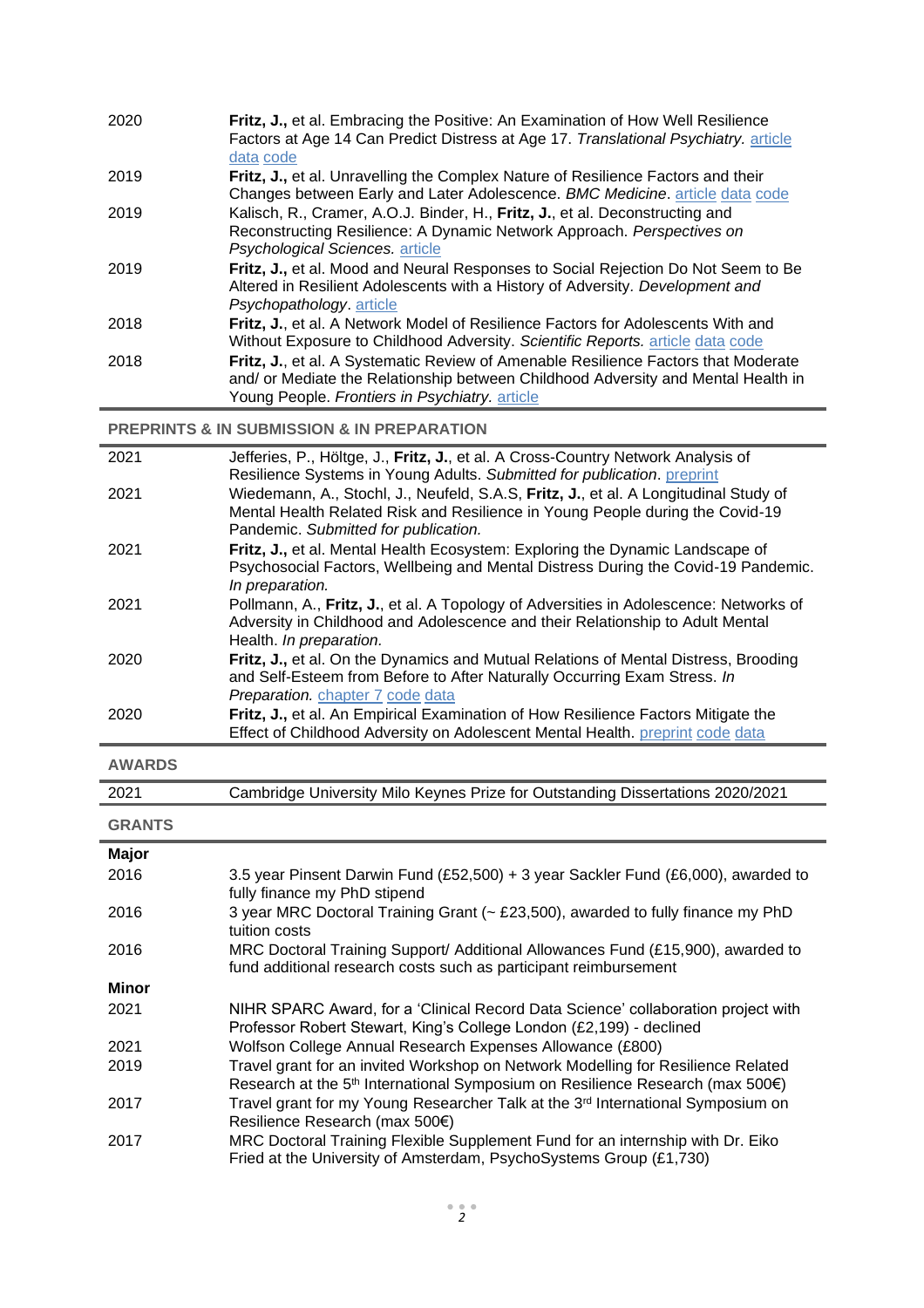| | |
|---|---|
| 2020 | **Fritz, J.,** et al. Embracing the Positive: An Examination of How Well Resilience Factors at Age 14 Can Predict Distress at Age 17. *Translational Psychiatry.* article data code |
| 2019 | **Fritz, J.,** et al. Unravelling the Complex Nature of Resilience Factors and their Changes between Early and Later Adolescence. *BMC Medicine*. article data code |
| 2019 | Kalisch, R., Cramer, A.O.J. Binder, H., **Fritz, J.**, et al. Deconstructing and Reconstructing Resilience: A Dynamic Network Approach. *Perspectives on Psychological Sciences.* article |
| 2019 | **Fritz, J.,** et al. Mood and Neural Responses to Social Rejection Do Not Seem to Be Altered in Resilient Adolescents with a History of Adversity. *Development and Psychopathology*. article |
| 2018 | **Fritz, J.**, et al. A Network Model of Resilience Factors for Adolescents With and Without Exposure to Childhood Adversity. *Scientific Reports.* article data code |
| 2018 | **Fritz, J.**, et al. A Systematic Review of Amenable Resilience Factors that Moderate and/ or Mediate the Relationship between Childhood Adversity and Mental Health in Young People. *Frontiers in Psychiatry.* article |

## PREPRINTS & IN SUBMISSION & IN PREPARATION

| | |
|---|---|
| 2021 | Jefferies, P., Höltge, J., **Fritz, J.**, et al. A Cross-Country Network Analysis of Resilience Systems in Young Adults. *Submitted for publication*. preprint |
| 2021 | Wiedemann, A., Stochl, J., Neufeld, S.A.S, **Fritz, J.**, et al. A Longitudinal Study of Mental Health Related Risk and Resilience in Young People during the Covid-19 Pandemic. *Submitted for publication.* |
| 2021 | **Fritz, J.,** et al. Mental Health Ecosystem: Exploring the Dynamic Landscape of Psychosocial Factors, Wellbeing and Mental Distress During the Covid-19 Pandemic. *In preparation.* |
| 2021 | Pollmann, A., **Fritz, J.**, et al. A Topology of Adversities in Adolescence: Networks of Adversity in Childhood and Adolescence and their Relationship to Adult Mental Health. *In preparation.* |
| 2020 | **Fritz, J.,** et al. On the Dynamics and Mutual Relations of Mental Distress, Brooding and Self-Esteem from Before to After Naturally Occurring Exam Stress. *In Preparation.* chapter 7 code data |
| 2020 | **Fritz, J.,** et al. An Empirical Examination of How Resilience Factors Mitigate the Effect of Childhood Adversity on Adolescent Mental Health. preprint code data |

## AWARDS

| | |
|---|---|
| 2021 | Cambridge University Milo Keynes Prize for Outstanding Dissertations 2020/2021 |

## GRANTS

| | |
|---|---|
| **Major** | |
| 2016 | 3.5 year Pinsent Darwin Fund (£52,500) + 3 year Sackler Fund (£6,000), awarded to fully finance my PhD stipend |
| 2016 | 3 year MRC Doctoral Training Grant (~ £23,500), awarded to fully finance my PhD tuition costs |
| 2016 | MRC Doctoral Training Support/ Additional Allowances Fund (£15,900), awarded to fund additional research costs such as participant reimbursement |
| **Minor** | |
| 2021 | NIHR SPARC Award, for a 'Clinical Record Data Science' collaboration project with Professor Robert Stewart, King's College London (£2,199) - declined |
| 2021 | Wolfson College Annual Research Expenses Allowance (£800) |
| 2019 | Travel grant for an invited Workshop on Network Modelling for Resilience Related Research at the 5th International Symposium on Resilience Research (max 500€) |
| 2017 | Travel grant for my Young Researcher Talk at the 3rd International Symposium on Resilience Research (max 500€) |
| 2017 | MRC Doctoral Training Flexible Supplement Fund for an internship with Dr. Eiko Fried at the University of Amsterdam, PsychoSystems Group (£1,730) |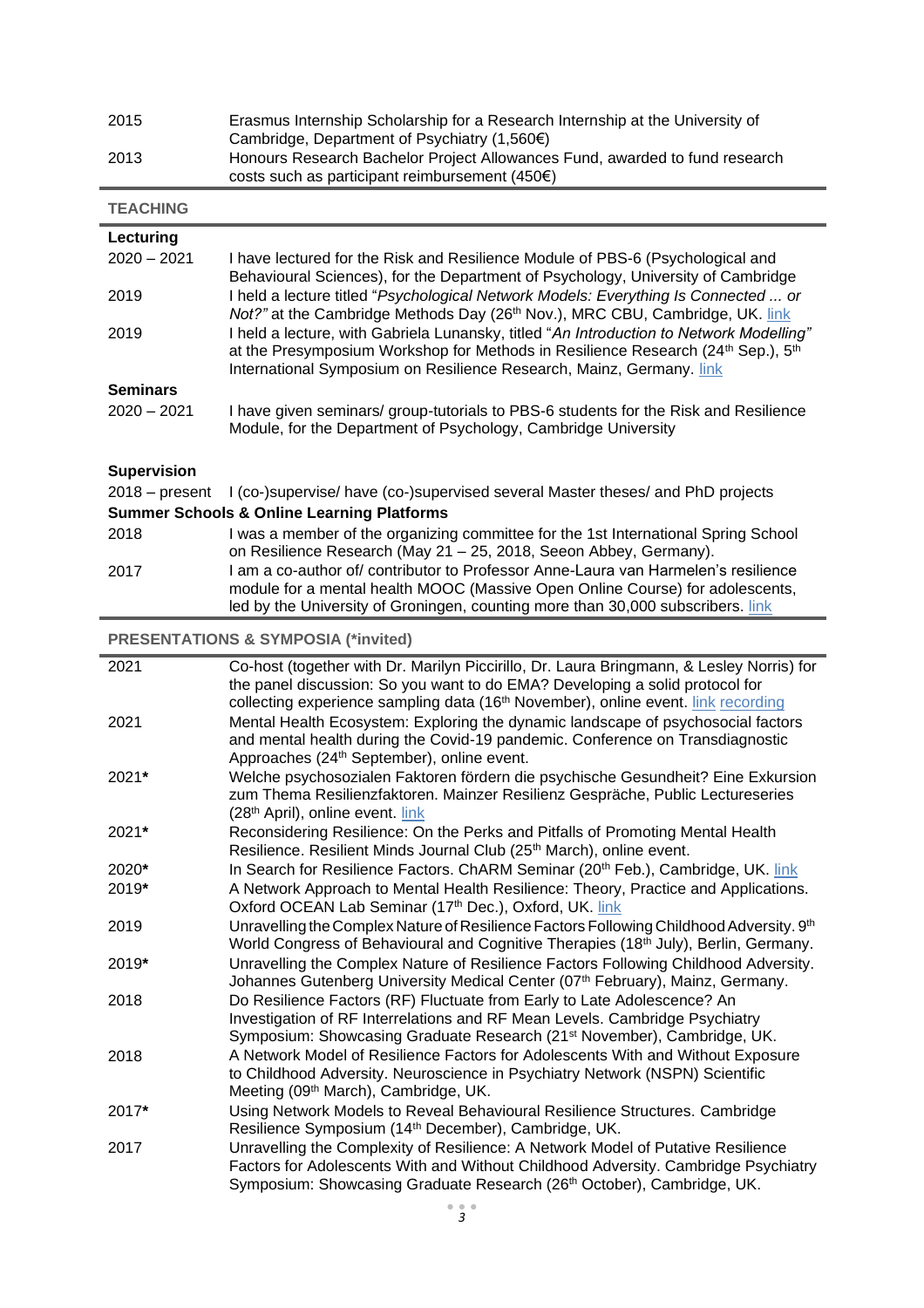| | |
|---|---|
| 2015 | Erasmus Internship Scholarship for a Research Internship at the University of Cambridge, Department of Psychiatry (1,560€) |
| 2013 | Honours Research Bachelor Project Allowances Fund, awarded to fund research costs such as participant reimbursement (450€) |

## TEACHING

### Lecturing

| | |
|---|---|
| 2020 – 2021 | I have lectured for the Risk and Resilience Module of PBS-6 (Psychological and Behavioural Sciences), for the Department of Psychology, University of Cambridge |
| 2019 | I held a lecture titled "*Psychological Network Models: Everything Is Connected ... or Not?"* at the Cambridge Methods Day (26th Nov.), MRC CBU, Cambridge, UK. link |
| 2019 | I held a lecture, with Gabriela Lunansky, titled "*An Introduction to Network Modelling"* at the Presymposium Workshop for Methods in Resilience Research (24th Sep.), 5th International Symposium on Resilience Research, Mainz, Germany. link |

### Seminars

| | |
|---|---|
| 2020 – 2021 | I have given seminars/ group-tutorials to PBS-6 students for the Risk and Resilience Module, for the Department of Psychology, Cambridge University |

### Supervision

| | |
|---|---|
| 2018 – present | I (co-)supervise/ have (co-)supervised several Master theses/ and PhD projects |

### Summer Schools & Online Learning Platforms

| | |
|---|---|
| 2018 | I was a member of the organizing committee for the 1st International Spring School on Resilience Research (May 21 – 25, 2018, Seeon Abbey, Germany). |
| 2017 | I am a co-author of/ contributor to Professor Anne-Laura van Harmelen's resilience module for a mental health MOOC (Massive Open Online Course) for adolescents, led by the University of Groningen, counting more than 30,000 subscribers. link |

## PRESENTATIONS & SYMPOSIA (*invited)

| | |
|---|---|
| 2021 | Co-host (together with Dr. Marilyn Piccirillo, Dr. Laura Bringmann, & Lesley Norris) for the panel discussion: So you want to do EMA? Developing a solid protocol for collecting experience sampling data (16th November), online event. link recording |
| 2021 | Mental Health Ecosystem: Exploring the dynamic landscape of psychosocial factors and mental health during the Covid-19 pandemic. Conference on Transdiagnostic Approaches (24th September), online event. |
| 2021* | Welche psychosozialen Faktoren fördern die psychische Gesundheit? Eine Exkursion zum Thema Resilienzfaktoren. Mainzer Resilienz Gespräche, Public Lectureseries (28th April), online event. link |
| 2021* | Reconsidering Resilience: On the Perks and Pitfalls of Promoting Mental Health Resilience. Resilient Minds Journal Club (25th March), online event. |
| 2020* | In Search for Resilience Factors. ChARM Seminar (20th Feb.), Cambridge, UK. link |
| 2019* | A Network Approach to Mental Health Resilience: Theory, Practice and Applications. Oxford OCEAN Lab Seminar (17th Dec.), Oxford, UK. link |
| 2019 | Unravelling the Complex Nature of Resilience Factors Following Childhood Adversity. 9th World Congress of Behavioural and Cognitive Therapies (18th July), Berlin, Germany. |
| 2019* | Unravelling the Complex Nature of Resilience Factors Following Childhood Adversity. Johannes Gutenberg University Medical Center (07th February), Mainz, Germany. |
| 2018 | Do Resilience Factors (RF) Fluctuate from Early to Late Adolescence? An Investigation of RF Interrelations and RF Mean Levels. Cambridge Psychiatry Symposium: Showcasing Graduate Research (21st November), Cambridge, UK. |
| 2018 | A Network Model of Resilience Factors for Adolescents With and Without Exposure to Childhood Adversity. Neuroscience in Psychiatry Network (NSPN) Scientific Meeting (09th March), Cambridge, UK. |
| 2017* | Using Network Models to Reveal Behavioural Resilience Structures. Cambridge Resilience Symposium (14th December), Cambridge, UK. |
| 2017 | Unravelling the Complexity of Resilience: A Network Model of Putative Resilience Factors for Adolescents With and Without Childhood Adversity. Cambridge Psychiatry Symposium: Showcasing Graduate Research (26th October), Cambridge, UK. |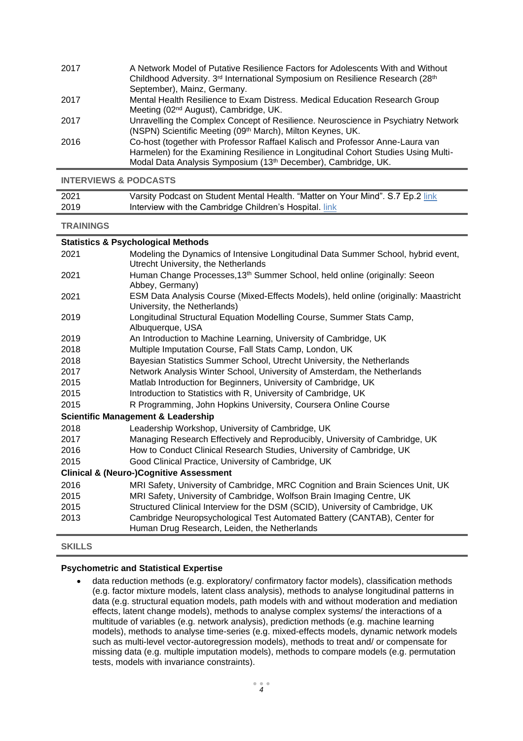| | |
|---|---|
| 2017 | A Network Model of Putative Resilience Factors for Adolescents With and Without Childhood Adversity. 3rd International Symposium on Resilience Research (28th September), Mainz, Germany. |
| 2017 | Mental Health Resilience to Exam Distress. Medical Education Research Group Meeting (02nd August), Cambridge, UK. |
| 2017 | Unravelling the Complex Concept of Resilience. Neuroscience in Psychiatry Network (NSPN) Scientific Meeting (09th March), Milton Keynes, UK. |
| 2016 | Co-host (together with Professor Raffael Kalisch and Professor Anne-Laura van Harmelen) for the Examining Resilience in Longitudinal Cohort Studies Using Multi-Modal Data Analysis Symposium (13th December), Cambridge, UK. |

## INTERVIEWS & PODCASTS

| | |
|---|---|
| 2021 | Varsity Podcast on Student Mental Health. "Matter on Your Mind". S.7 Ep.2 link |
| 2019 | Interview with the Cambridge Children's Hospital. link |

## TRAININGS

**Statistics & Psychological Methods**

| | |
|---|---|
| 2021 | Modeling the Dynamics of Intensive Longitudinal Data Summer School, hybrid event, Utrecht University, the Netherlands |
| 2021 | Human Change Processes,13th Summer School, held online (originally: Seeon Abbey, Germany) |
| 2021 | ESM Data Analysis Course (Mixed-Effects Models), held online (originally: Maastricht University, the Netherlands) |
| 2019 | Longitudinal Structural Equation Modelling Course, Summer Stats Camp, Albuquerque, USA |
| 2019 | An Introduction to Machine Learning, University of Cambridge, UK |
| 2018 | Multiple Imputation Course, Fall Stats Camp, London, UK |
| 2018 | Bayesian Statistics Summer School, Utrecht University, the Netherlands |
| 2017 | Network Analysis Winter School, University of Amsterdam, the Netherlands |
| 2015 | Matlab Introduction for Beginners, University of Cambridge, UK |
| 2015 | Introduction to Statistics with R, University of Cambridge, UK |
| 2015 | R Programming, John Hopkins University, Coursera Online Course |

**Scientific Management & Leadership**

| | |
|---|---|
| 2018 | Leadership Workshop, University of Cambridge, UK |
| 2017 | Managing Research Effectively and Reproducibly, University of Cambridge, UK |
| 2016 | How to Conduct Clinical Research Studies, University of Cambridge, UK |
| 2015 | Good Clinical Practice, University of Cambridge, UK |

**Clinical & (Neuro-)Cognitive Assessment**

| | |
|---|---|
| 2016 | MRI Safety, University of Cambridge, MRC Cognition and Brain Sciences Unit, UK |
| 2015 | MRI Safety, University of Cambridge, Wolfson Brain Imaging Centre, UK |
| 2015 | Structured Clinical Interview for the DSM (SCID), University of Cambridge, UK |
| 2013 | Cambridge Neuropsychological Test Automated Battery (CANTAB), Center for Human Drug Research, Leiden, the Netherlands |

## SKILLS

**Psychometric and Statistical Expertise**

- data reduction methods (e.g. exploratory/ confirmatory factor models), classification methods (e.g. factor mixture models, latent class analysis), methods to analyse longitudinal patterns in data (e.g. structural equation models, path models with and without moderation and mediation effects, latent change models), methods to analyse complex systems/ the interactions of a multitude of variables (e.g. network analysis), prediction methods (e.g. machine learning models), methods to analyse time-series (e.g. mixed-effects models, dynamic network models such as multi-level vector-autoregression models), methods to treat and/ or compensate for missing data (e.g. multiple imputation models), methods to compare models (e.g. permutation tests, models with invariance constraints).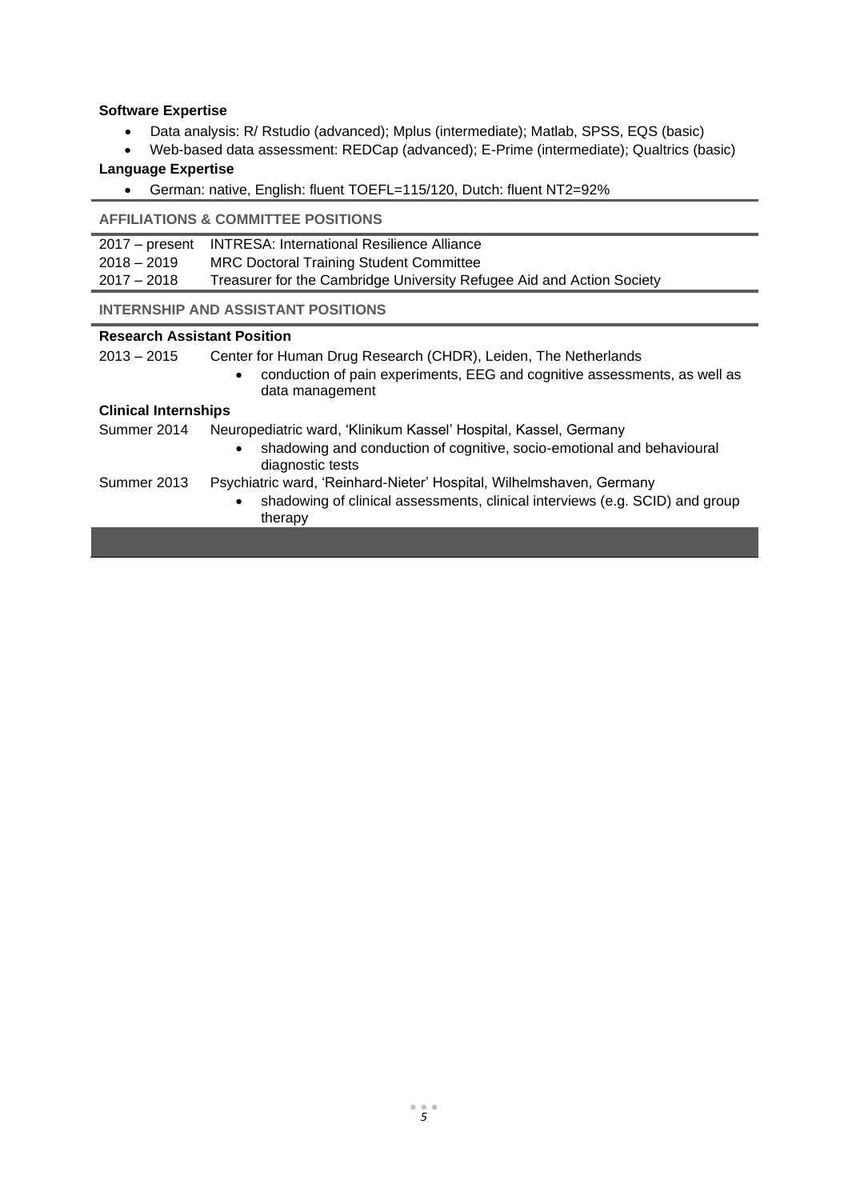**Software Expertise**

- Data analysis: R/ Rstudio (advanced); Mplus (intermediate); Matlab, SPSS, EQS (basic)
- Web-based data assessment: REDCap (advanced); E-Prime (intermediate); Qualtrics (basic)

**Language Expertise**

- German: native, English: fluent TOEFL=115/120, Dutch: fluent NT2=92%

## AFFILIATIONS & COMMITTEE POSITIONS

| | |
|---|---|
| 2017 – present | INTRESA: International Resilience Alliance |
| 2018 – 2019 | MRC Doctoral Training Student Committee |
| 2017 – 2018 | Treasurer for the Cambridge University Refugee Aid and Action Society |

## INTERNSHIP AND ASSISTANT POSITIONS

**Research Assistant Position**

2013 – 2015 Center for Human Drug Research (CHDR), Leiden, The Netherlands

- conduction of pain experiments, EEG and cognitive assessments, as well as data management

**Clinical Internships**

Summer 2014 Neuropediatric ward, 'Klinikum Kassel' Hospital, Kassel, Germany

- shadowing and conduction of cognitive, socio-emotional and behavioural diagnostic tests

Summer 2013 Psychiatric ward, 'Reinhard-Nieter' Hospital, Wilhelmshaven, Germany

- shadowing of clinical assessments, clinical interviews (e.g. SCID) and group therapy